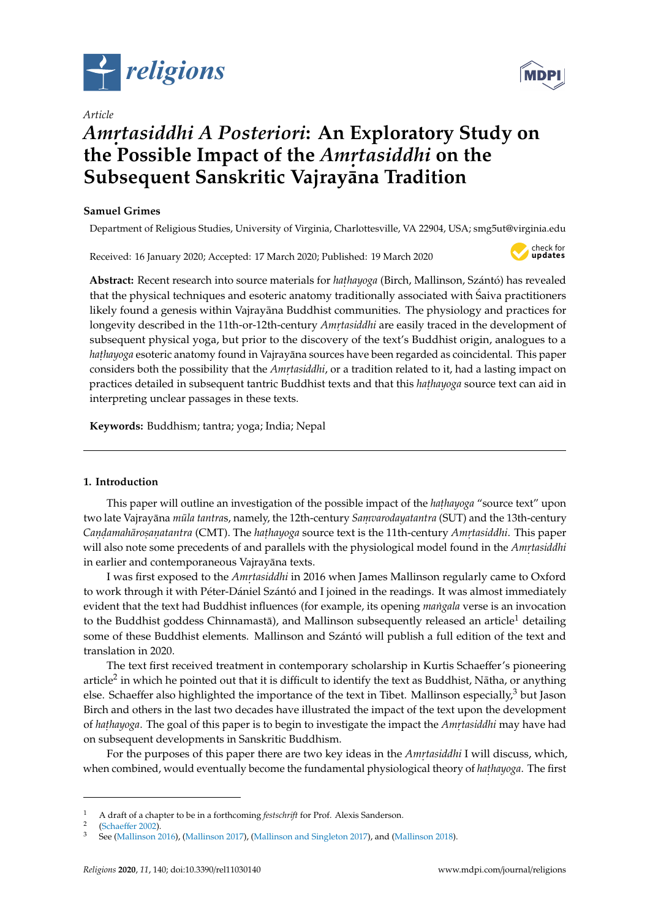*Article*

# *Amṛtasiddhi A Posteriori*: An Exploratory Study on the Possible Impact of the *Amṛtasiddhi* on the Subsequent Sanskritic Vajrayāna Tradition

**Samuel Grimes**

Department of Religious Studies, University of Virginia, Charlottesville, VA 22904, USA; smg5ut@virginia.edu

Received: 16 January 2020; Accepted: 17 March 2020; Published: 19 March 2020

**Abstract:** Recent research into source materials for *haṭhayoga* (Birch, Mallinson, Szántó) has revealed that the physical techniques and esoteric anatomy traditionally associated with Śaiva practitioners likely found a genesis within Vajrayāna Buddhist communities. The physiology and practices for longevity described in the 11th-or-12th-century *Amṛtasiddhi* are easily traced in the development of subsequent physical yoga, but prior to the discovery of the text's Buddhist origin, analogues to a *haṭhayoga* esoteric anatomy found in Vajrayāna sources have been regarded as coincidental. This paper considers both the possibility that the *Amṛtasiddhi*, or a tradition related to it, had a lasting impact on practices detailed in subsequent tantric Buddhist texts and that this *haṭhayoga* source text can aid in interpreting unclear passages in these texts.

**Keywords:** Buddhism; tantra; yoga; India; Nepal

## 1. Introduction

This paper will outline an investigation of the possible impact of the *haṭhayoga* "source text" upon two late Vajrayāna *mūla tantra*s, namely, the 12th-century *Saṃvarodayatantra* (SUT) and the 13th-century *Caṇḍamahāroṣaṇatantra* (CMT). The *haṭhayoga* source text is the 11th-century *Amṛtasiddhi*. This paper will also note some precedents of and parallels with the physiological model found in the *Amṛtasiddhi* in earlier and contemporaneous Vajrayāna texts.

I was first exposed to the *Amṛtasiddhi* in 2016 when James Mallinson regularly came to Oxford to work through it with Péter-Dániel Szántó and I joined in the readings. It was almost immediately evident that the text had Buddhist influences (for example, its opening *maṅgala* verse is an invocation to the Buddhist goddess Chinnamastā), and Mallinson subsequently released an article[1] detailing some of these Buddhist elements. Mallinson and Szántó will publish a full edition of the text and translation in 2020.

The text first received treatment in contemporary scholarship in Kurtis Schaeffer's pioneering article[2] in which he pointed out that it is difficult to identify the text as Buddhist, Nātha, or anything else. Schaeffer also highlighted the importance of the text in Tibet. Mallinson especially,[3] but Jason Birch and others in the last two decades have illustrated the impact of the text upon the development of *haṭhayoga*. The goal of this paper is to begin to investigate the impact the *Amṛtasiddhi* may have had on subsequent developments in Sanskritic Buddhism.

For the purposes of this paper there are two key ideas in the *Amṛtasiddhi* I will discuss, which, when combined, would eventually become the fundamental physiological theory of *haṭhayoga*. The first

---

1 A draft of a chapter to be in a forthcoming *festschrift* for Prof. Alexis Sanderson.
2 (Schaeffer 2002).
3 See (Mallinson 2016), (Mallinson 2017), (Mallinson and Singleton 2017), and (Mallinson 2018).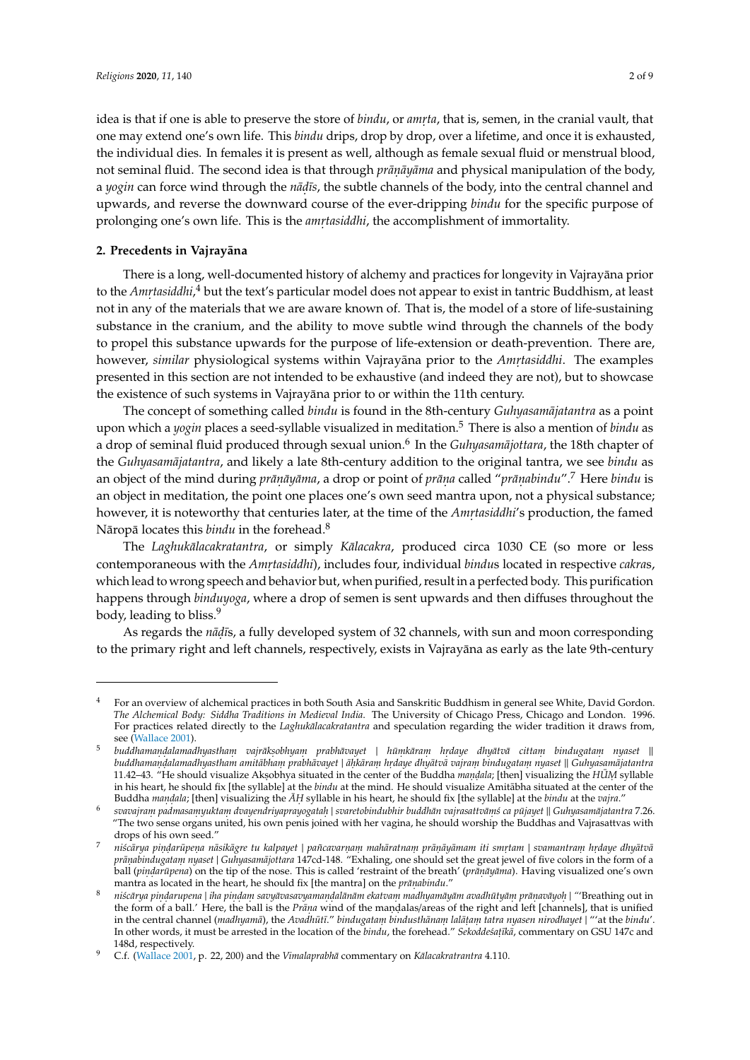idea is that if one is able to preserve the store of *bindu*, or *amṛta*, that is, semen, in the cranial vault, that one may extend one's own life. This *bindu* drips, drop by drop, over a lifetime, and once it is exhausted, the individual dies. In females it is present as well, although as female sexual fluid or menstrual blood, not seminal fluid. The second idea is that through *prāṇāyāma* and physical manipulation of the body, a *yogin* can force wind through the *nāḍīs*, the subtle channels of the body, into the central channel and upwards, and reverse the downward course of the ever-dripping *bindu* for the specific purpose of prolonging one's own life. This is the *amṛtasiddhi*, the accomplishment of immortality.

## 2. Precedents in Vajrayāna

There is a long, well-documented history of alchemy and practices for longevity in Vajrayāna prior to the *Amṛtasiddhi*,[4] but the text's particular model does not appear to exist in tantric Buddhism, at least not in any of the materials that we are aware known of. That is, the model of a store of life-sustaining substance in the cranium, and the ability to move subtle wind through the channels of the body to propel this substance upwards for the purpose of life-extension or death-prevention. There are, however, *similar* physiological systems within Vajrayāna prior to the *Amṛtasiddhi*. The examples presented in this section are not intended to be exhaustive (and indeed they are not), but to showcase the existence of such systems in Vajrayāna prior to or within the 11th century.

The concept of something called *bindu* is found in the 8th-century *Guhyasamājatantra* as a point upon which a *yogin* places a seed-syllable visualized in meditation.[5] There is also a mention of *bindu* as a drop of seminal fluid produced through sexual union.[6] In the *Guhyasamājottara*, the 18th chapter of the *Guhyasamājatantra*, and likely a late 8th-century addition to the original tantra, we see *bindu* as an object of the mind during *prāṇāyāma*, a drop or point of *prāṇa* called "*prāṇabindu*".[7] Here *bindu* is an object in meditation, the point one places one's own seed mantra upon, not a physical substance; however, it is noteworthy that centuries later, at the time of the *Amṛtasiddhi*'s production, the famed Nāropā locates this *bindu* in the forehead.[8]

The *Laghukālacakratantra*, or simply *Kālacakra*, produced circa 1030 CE (so more or less contemporaneous with the *Amṛtasiddhi*), includes four, individual *bindu*s located in respective *cakra*s, which lead to wrong speech and behavior but, when purified, result in a perfected body. This purification happens through *binduyoga*, where a drop of semen is sent upwards and then diffuses throughout the body, leading to bliss.[9]

As regards the *nāḍīs*, a fully developed system of 32 channels, with sun and moon corresponding to the primary right and left channels, respectively, exists in Vajrayāna as early as the late 9th-century

---

[4] For an overview of alchemical practices in both South Asia and Sanskritic Buddhism in general see White, David Gordon. *The Alchemical Body: Siddha Traditions in Medieval India*. The University of Chicago Press, Chicago and London. 1996. For practices related directly to the *Laghukālacakratantra* and speculation regarding the wider tradition it draws from, see (Wallace 2001).

[5] *buddhamaṇḍalamadhyasthaṃ vajrākṣobhyaṃ prabhāvayet | hūṃkāraṃ hṛdaye dhyātvā cittaṃ bindugataṃ nyaset || buddhamaṇḍalamadhyastham amitābhaṃ prabhāvayet | āḥkāraṃ hṛdaye dhyātvā vajraṃ bindugataṃ nyaset || Guhyasamājatantra* 11.42–43. "He should visualize Akṣobhya situated in the center of the Buddha *maṇḍala*; [then] visualizing the *HŪṂ* syllable in his heart, he should fix [the syllable] at the *bindu* at the mind. He should visualize Amitābha situated at the center of the Buddha *maṇḍala*; [then] visualizing the *ĀḤ* syllable in his heart, he should fix [the syllable] at the *bindu* at the *vajra*."

[6] *svavajraṃ padmasaṃyuktaṃ dvayendriyaprayogataḥ | svaretobindubhir buddhān vajrasattvāṃś ca pūjayet || Guhyasamājatantra* 7.26. "The two sense organs united, his own penis joined with her vagina, he should worship the Buddhas and Vajrasattvas with drops of his own seed."

[7] *niścārya piṇḍarūpeṇa nāsikāgre tu kalpayet | pañcavarṇaṃ mahāratnaṃ prāṇāyāmam iti smṛtam | svamantraṃ hṛdaye dhyātvā prāṇabindugataṃ nyaset | Guhyasamājottara* 147cd-148. "Exhaling, one should set the great jewel of five colors in the form of a ball (*piṇḍarūpena*) on the tip of the nose. This is called 'restraint of the breath' (*prāṇāyāma*). Having visualized one's own mantra as located in the heart, he should fix [the mantra] on the *prāṇabindu*."

[8] *niścārya piṇḍarupena | iha piṇḍaṃ savyāvasavyamaṇḍalānām ekatvaṃ madhyamāyām avadhūtyāṃ prāṇavāyoḥ |* "'Breathing out in the form of a ball.' Here, the ball is the *Prāṇa* wind of the maṇḍalas/areas of the right and left [channels], that is unified in the central channel (*madhyamā*), the *Avadhūtī*." *bindugataṃ bindusthānaṃ lalāṭaṃ tatra nyasen nirodhayet |* "'at the *bindu*'. In other words, it must be arrested in the location of the *bindu*, the forehead." *Sekoddeśaṭīkā*, commentary on GSU 147c and 148d, respectively.

[9] C.f. (Wallace 2001, p. 22, 200) and the *Vimalaprabhā* commentary on *Kālacakratrantra* 4.110.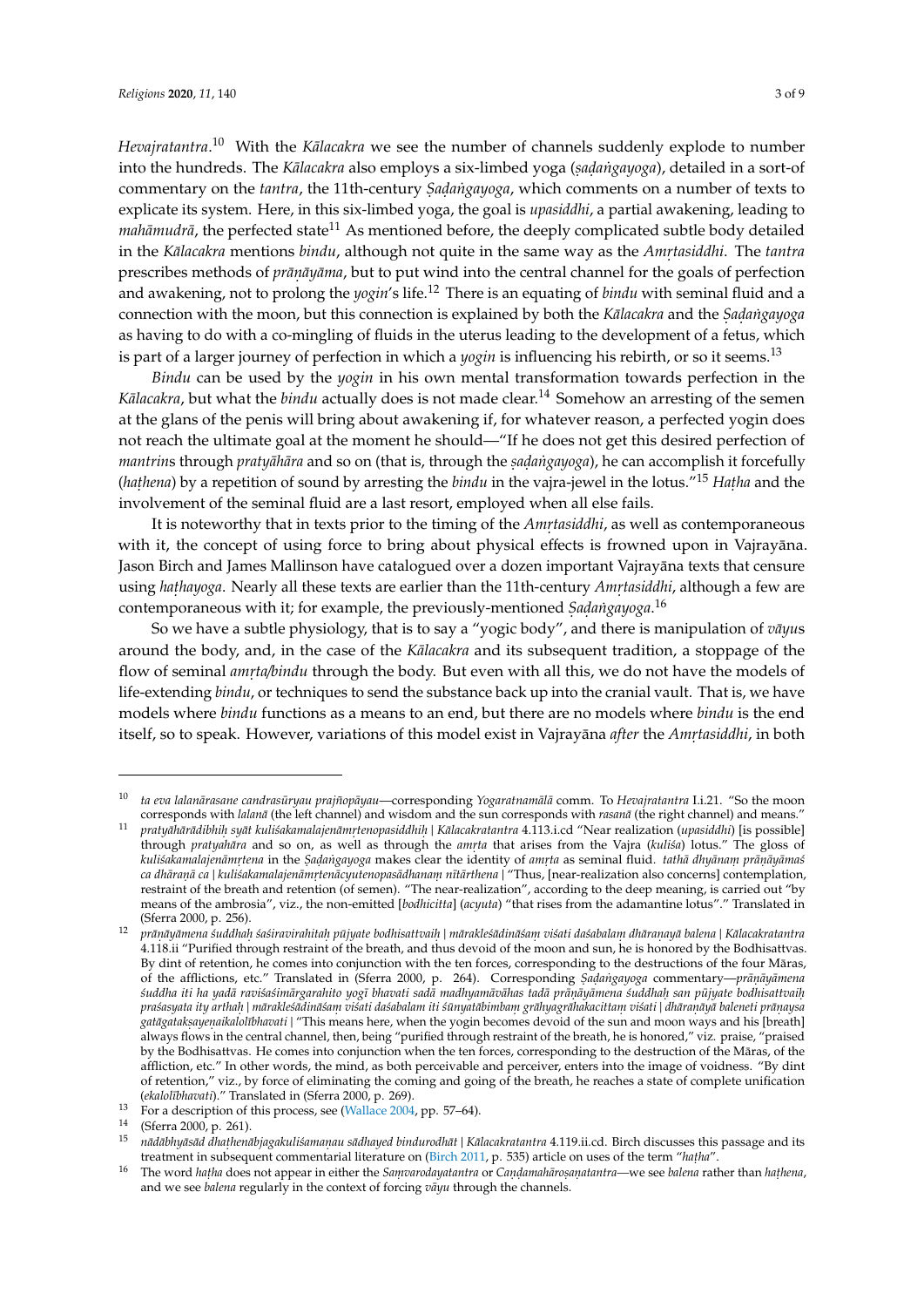*Hevajratantra*.[10] With the *Kālacakra* we see the number of channels suddenly explode to number into the hundreds. The *Kālacakra* also employs a six-limbed yoga (*ṣaḍaṅgayoga*), detailed in a sort-of commentary on the *tantra*, the 11th-century *Ṣaḍaṅgayoga*, which comments on a number of texts to explicate its system. Here, in this six-limbed yoga, the goal is *upasiddhi*, a partial awakening, leading to *mahāmudrā*, the perfected state[11] As mentioned before, the deeply complicated subtle body detailed in the *Kālacakra* mentions *bindu*, although not quite in the same way as the *Amṛtasiddhi*. The *tantra* prescribes methods of *prāṇāyāma*, but to put wind into the central channel for the goals of perfection and awakening, not to prolong the *yogin*'s life.[12] There is an equating of *bindu* with seminal fluid and a connection with the moon, but this connection is explained by both the *Kālacakra* and the *Ṣaḍaṅgayoga* as having to do with a co-mingling of fluids in the uterus leading to the development of a fetus, which is part of a larger journey of perfection in which a *yogin* is influencing his rebirth, or so it seems.[13]

*Bindu* can be used by the *yogin* in his own mental transformation towards perfection in the *Kālacakra*, but what the *bindu* actually does is not made clear.[14] Somehow an arresting of the semen at the glans of the penis will bring about awakening if, for whatever reason, a perfected yogin does not reach the ultimate goal at the moment he should—"If he does not get this desired perfection of *mantrin*s through *pratyāhāra* and so on (that is, through the *ṣaḍaṅgayoga*), he can accomplish it forcefully (*haṭhena*) by a repetition of sound by arresting the *bindu* in the vajra-jewel in the lotus."[15] *Haṭha* and the involvement of the seminal fluid are a last resort, employed when all else fails.

It is noteworthy that in texts prior to the timing of the *Amṛtasiddhi*, as well as contemporaneous with it, the concept of using force to bring about physical effects is frowned upon in Vajrayāna. Jason Birch and James Mallinson have catalogued over a dozen important Vajrayāna texts that censure using *haṭhayoga*. Nearly all these texts are earlier than the 11th-century *Amṛtasiddhi*, although a few are contemporaneous with it; for example, the previously-mentioned *Ṣaḍaṅgayoga*.[16]

So we have a subtle physiology, that is to say a "yogic body", and there is manipulation of *vāyu*s around the body, and, in the case of the *Kālacakra* and its subsequent tradition, a stoppage of the flow of seminal *amṛta/bindu* through the body. But even with all this, we do not have the models of life-extending *bindu*, or techniques to send the substance back up into the cranial vault. That is, we have models where *bindu* functions as a means to an end, but there are no models where *bindu* is the end itself, so to speak. However, variations of this model exist in Vajrayāna *after* the *Amṛtasiddhi*, in both

---

[10] *ta eva lalanārasane candrasūryau prajñopāyau*—corresponding *Yogaratnamālā* comm. To *Hevajratantra* I.i.21. "So the moon corresponds with *lalanā* (the left channel) and wisdom and the sun corresponds with *rasanā* (the right channel) and means."

[11] *pratyāhārādibhiḥ syāt kuliśakamalajenāmṛtenopasiddhiḥ* | *Kālacakratantra* 4.113.i.cd "Near realization (*upasiddhi*) [is possible] through *pratyahāra* and so on, as well as through the *amṛta* that arises from the Vajra (*kuliśa*) lotus." The gloss of *kuliśakamalajenāmṛtena* in the *Ṣaḍaṅgayoga* makes clear the identity of *amṛta* as seminal fluid. *tathā dhyānaṃ prāṇāyāmaś ca dhāraṇā ca* | *kuliśakamalajenāmṛtenācyutenopasādhanaṃ nītārthena* | "Thus, [near-realization also concerns] contemplation, restraint of the breath and retention (of semen). "The near-realization", according to the deep meaning, is carried out "by means of the ambrosia", viz., the non-emitted [*bodhicitta*] (*acyuta*) "that rises from the adamantine lotus"." Translated in (Sferra 2000, p. 256).

[12] *prāṇāyāmena śuddhaḥ śaśiravirahitaḥ pūjyate bodhisattvaiḥ* | *mārakleśādināśaṃ viśati daśabalaṃ dhāraṇayā balena* | *Kālacakratantra* 4.118.ii "Purified through restraint of the breath, and thus devoid of the moon and sun, he is honored by the Bodhisattvas. By dint of retention, he comes into conjunction with the ten forces, corresponding to the destructions of the four Māras, of the afflictions, etc." Translated in (Sferra 2000, p. 264). Corresponding *Ṣaḍaṅgayoga* commentary—*prāṇāyāmena śuddha iti ha yadā raviśaśimārgarahito yogī bhavati sadā madhyamāvāhas tadā prāṇāyāmena śuddhaḥ san pūjyate bodhisattvaiḥ praśasyata ity arthaḥ* | *mārakleśādināśaṃ viśati daśabalam iti śūnyatābimbaṃ grāhyagrāhakacittaṃ viśati* | *dhāraṇāyā baleneti prāṇaysa gatāgatakṣayeṇaikalolībhavati* | "This means here, when the yogin becomes devoid of the sun and moon ways and his [breath] always flows in the central channel, then, being "purified through restraint of the breath, he is honored," viz. praise, "praised by the Bodhisattvas. He comes into conjunction when the ten forces, corresponding to the destruction of the Māras, of the affliction, etc." In other words, the mind, as both perceivable and perceiver, enters into the image of voidness. "By dint of retention," viz., by force of eliminating the coming and going of the breath, he reaches a state of complete unification (*ekalolībhavati*)." Translated in (Sferra 2000, p. 269).

[13] For a description of this process, see (Wallace 2004, pp. 57–64).

[14] (Sferra 2000, p. 261).

[15] *nādābhyāsād dhaṭhenābjagakuliśamaṇau sādhayed bindurodhāt* | *Kālacakratantra* 4.119.ii.cd. Birch discusses this passage and its treatment in subsequent commentarial literature on (Birch 2011, p. 535) article on uses of the term "*haṭha*".

[16] The word *haṭha* does not appear in either the *Saṃvarodayatantra* or *Caṇḍamahāroṣaṇatantra*—we see *balena* rather than *haṭhena*, and we see *balena* regularly in the context of forcing *vāyu* through the channels.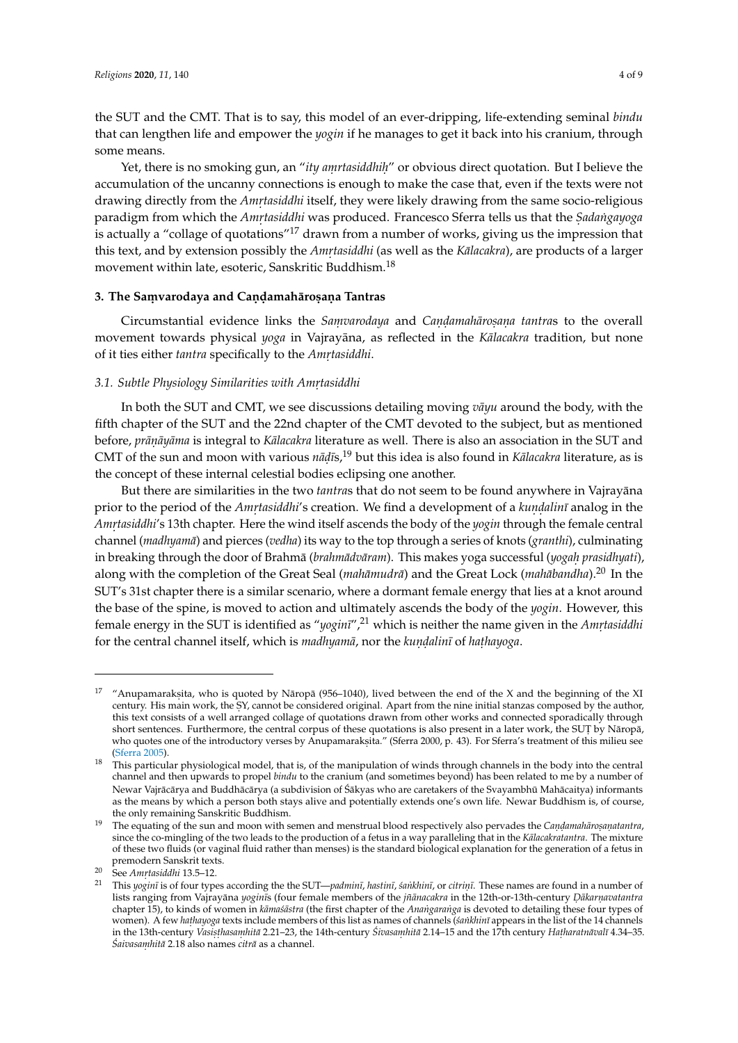the SUT and the CMT. That is to say, this model of an ever-dripping, life-extending seminal *bindu* that can lengthen life and empower the *yogin* if he manages to get it back into his cranium, through some means.

Yet, there is no smoking gun, an "*ity amṛtasiddhiḥ*" or obvious direct quotation. But I believe the accumulation of the uncanny connections is enough to make the case that, even if the texts were not drawing directly from the *Amṛtasiddhi* itself, they were likely drawing from the same socio-religious paradigm from which the *Amṛtasiddhi* was produced. Francesco Sferra tells us that the *Ṣaḍaṅgayoga* is actually a "collage of quotations"[17] drawn from a number of works, giving us the impression that this text, and by extension possibly the *Amṛtasiddhi* (as well as the *Kālacakra*), are products of a larger movement within late, esoteric, Sanskritic Buddhism.[18]

## 3. The Saṃvarodaya and Caṇḍamahāroṣaṇa Tantras

Circumstantial evidence links the *Saṃvarodaya* and *Caṇḍamahāroṣaṇa tantra*s to the overall movement towards physical *yoga* in Vajrayāna, as reflected in the *Kālacakra* tradition, but none of it ties either *tantra* specifically to the *Amṛtasiddhi*.

### 3.1. Subtle Physiology Similarities with Amṛtasiddhi

In both the SUT and CMT, we see discussions detailing moving *vāyu* around the body, with the fifth chapter of the SUT and the 22nd chapter of the CMT devoted to the subject, but as mentioned before, *prāṇāyāma* is integral to *Kālacakra* literature as well. There is also an association in the SUT and CMT of the sun and moon with various *nāḍī*s,[19] but this idea is also found in *Kālacakra* literature, as is the concept of these internal celestial bodies eclipsing one another.

But there are similarities in the two *tantra*s that do not seem to be found anywhere in Vajrayāna prior to the period of the *Amṛtasiddhi*'s creation. We find a development of a *kuṇḍalinī* analog in the *Amṛtasiddhi*'s 13th chapter. Here the wind itself ascends the body of the *yogin* through the female central channel (*madhyamā*) and pierces (*vedha*) its way to the top through a series of knots (*granthi*), culminating in breaking through the door of Brahmā (*brahmādvāram*). This makes yoga successful (*yogaḥ prasidhyati*), along with the completion of the Great Seal (*mahāmudrā*) and the Great Lock (*mahābandha*).[20] In the SUT's 31st chapter there is a similar scenario, where a dormant female energy that lies at a knot around the base of the spine, is moved to action and ultimately ascends the body of the *yogin*. However, this female energy in the SUT is identified as "*yoginī*",[21] which is neither the name given in the *Amṛtasiddhi* for the central channel itself, which is *madhyamā*, nor the *kuṇḍalinī* of *haṭhayoga*.

---

[17] "Anupamarakṣita, who is quoted by Nāropā (956–1040), lived between the end of the X and the beginning of the XI century. His main work, the ṢY, cannot be considered original. Apart from the nine initial stanzas composed by the author, this text consists of a well arranged collage of quotations drawn from other works and connected sporadically through short sentences. Furthermore, the central corpus of these quotations is also present in a later work, the SUṬ by Nāropā, who quotes one of the introductory verses by Anupamarakṣita." (Sferra 2000, p. 43). For Sferra's treatment of this milieu see (Sferra 2005).

[18] This particular physiological model, that is, of the manipulation of winds through channels in the body into the central channel and then upwards to propel *bindu* to the cranium (and sometimes beyond) has been related to me by a number of Newar Vajrācārya and Buddhācārya (a subdivision of Śākyas who are caretakers of the Svayambhū Mahācaitya) informants as the means by which a person both stays alive and potentially extends one's own life. Newar Buddhism is, of course, the only remaining Sanskritic Buddhism.

[19] The equating of the sun and moon with semen and menstrual blood respectively also pervades the *Caṇḍamahāroṣaṇatantra*, since the co-mingling of the two leads to the production of a fetus in a way paralleling that in the *Kālacakratantra*. The mixture of these two fluids (or vaginal fluid rather than menses) is the standard biological explanation for the generation of a fetus in premodern Sanskrit texts.

[20] See *Amṛtasiddhi* 13.5–12.

[21] This *yoginī* is of four types according the the SUT—*padminī*, *hastinī*, *śaṅkhinī*, or *citriṇī*. These names are found in a number of lists ranging from Vajrayāna *yoginī*s (four female members of the *jñānacakra* in the 12th-or-13th-century *Ḍākarṇavatantra* chapter 15), to kinds of women in *kāmaśāstra* (the first chapter of the *Anaṅgaraṅga* is devoted to detailing these four types of women). A few *haṭhayoga* texts include members of this list as names of channels (*śaṅkhinī* appears in the list of the 14 channels in the 13th-century *Vasiṣṭhasaṃhitā* 2.21–23, the 14th-century *Śivasaṃhitā* 2.14–15 and the 17th century *Haṭharatnāvalī* 4.34–35. *Śaivasaṃhitā* 2.18 also names *citrā* as a channel.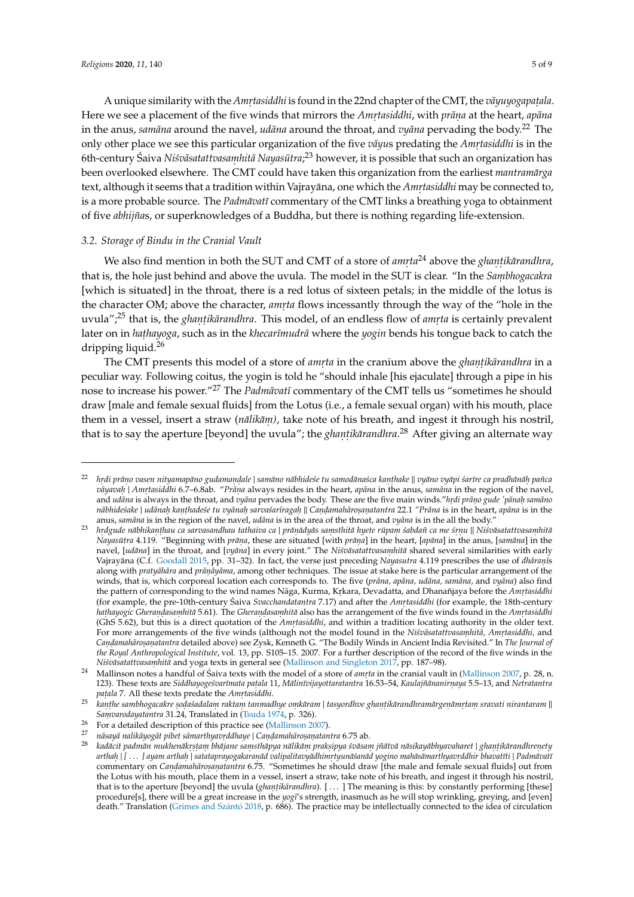A unique similarity with the *Amṛtasiddhi* is found in the 22nd chapter of the CMT, the *vāyuyogapaṭala*. Here we see a placement of the five winds that mirrors the *Amṛtasiddhi*, with *prāṇa* at the heart, *apāna* in the anus, *samāna* around the navel, *udāna* around the throat, and *vyāna* pervading the body.[22] The only other place we see this particular organization of the five *vāyu*s predating the *Amṛtasiddhi* is in the 6th-century Śaiva *Niśvāsatattvasaṃhitā Nayasūtra*;[23] however, it is possible that such an organization has been overlooked elsewhere. The CMT could have taken this organization from the earliest *mantramārga* text, although it seems that a tradition within Vajrayāna, one which the *Amṛtasiddhi* may be connected to, is a more probable source. The *Padmāvatī* commentary of the CMT links a breathing yoga to obtainment of five *abhijñā*s, or superknowledges of a Buddha, but there is nothing regarding life-extension.

### 3.2. Storage of Bindu in the Cranial Vault

We also find mention in both the SUT and CMT of a store of *amṛta*[24] above the *ghaṇṭikārandhra*, that is, the hole just behind and above the uvula. The model in the SUT is clear. "In the *Saṃbhogacakra* [which is situated] in the throat, there is a red lotus of sixteen petals; in the middle of the lotus is the character OṂ; above the character, *amṛta* flows incessantly through the way of the "hole in the uvula";[25] that is, the *ghaṇṭikārandhra*. This model, of an endless flow of *amṛta* is certainly prevalent later on in *haṭhayoga*, such as in the *khecarīmudrā* where the *yogin* bends his tongue back to catch the dripping liquid.[26]

The CMT presents this model of a store of *amṛta* in the cranium above the *ghaṇṭikārandhra* in a peculiar way. Following coitus, the yogin is told he "should inhale [his ejaculate] through a pipe in his nose to increase his power."[27] The *Padmāvatī* commentary of the CMT tells us "sometimes he should draw [male and female sexual fluids] from the Lotus (i.e., a female sexual organ) with his mouth, place them in a vessel, insert a straw (*nālikāṃ)*, take note of his breath, and ingest it through his nostril, that is to say the aperture [beyond] the uvula"; the *ghaṇṭikārandhra*.[28] After giving an alternate way

---

[22] *hṛdi prāṇo vasen nityamapāno gudamaṇḍale | samāno nābhideśe tu samodānaśca kaṇṭhake || vyāno vyāpi śarīre ca pradhānāḥ pañca vāyavaḥ | Amṛtasiddhi* 6.7–6.8ab. "*Prāṇa* always resides in the heart, *apāna* in the anus, *samāna* in the region of the navel, and *udāna* is always in the throat, and *vyāna* pervades the body. These are the five main winds."*hṛdi prāṇo gude 'pānaḥ samāno nābhideśake | udānaḥ kaṇṭhadeśe tu vyānaḥ sarvaśarīragaḥ || Caṇḍamahāroṣaṇatantra* 22.1 "*Prāṇa* is in the heart, *apāna* is in the anus, *samāna* is in the region of the navel, *udāna* is in the area of the throat, and *vyāna* is in the all the body."

[23] *hṛdgude nābhikaṇṭhau ca sarvasandhau tathaiva ca | prāṇādyāḥ saṃsthitā hyete rūpaṃ śabdañ ca me śṛṇu || Niśvāsatattvasaṃhitā Nayasūtra* 4.119. "Beginning with *prāṇa*, these are situated [with *prāṇa*] in the heart, [*apāna*] in the anus, [*samāna*] in the navel, [*udāna*] in the throat, and [*vyāna*] in every joint." The *Niśvāsatattvasaṃhitā* shared several similarities with early Vajrayāna (C.f. Goodall 2015, pp. 31–32). In fact, the verse just preceding *Nayasutra* 4.119 prescribes the use of *dhāraṇī*s along with *pratyāhāra* and *prāṇāyāma*, among other techniques. The issue at stake here is the particular arrangement of the winds, that is, which corporeal location each corresponds to. The five (*prāna, apāna, udāna, samāna,* and *vyāna*) also find the pattern of corresponding to the wind names Nāga, Kurma, Kṛkara, Devadatta, and Dhanañjaya before the *Amṛtasiddhi* (for example, the pre-10th-century Śaiva *Svacchandatantra* 7.17) and after the *Amṛtasiddhi* (for example, the 18th-century *haṭhayogic Gheraṇḍasaṃhitā* 5.61). The *Gheraṇḍasaṃhitā* also has the arrangement of the five winds found in the *Amṛtasiddhi* (GhS 5.62), but this is a direct quotation of the *Amṛtasiddhi*, and within a tradition locating authority in the older text. For more arrangements of the five winds (although not the model found in the *Niśvāsatattvasaṃhitā, Amṛtasiddhi,* and *Caṇḍamahāroṣaṇatantra* detailed above) see Zysk, Kenneth G. "The Bodily Winds in Ancient India Revisited." In *The Journal of the Royal Anthropological Institute*, vol. 13, pp. S105–15. 2007. For a further description of the record of the five winds in the *Niśvāsatattvasaṃhitā* and yoga texts in general see (Mallinson and Singleton 2017, pp. 187–98).

[24] Mallinson notes a handful of Śaiva texts with the model of a store of *amṛta* in the cranial vault in (Mallinson 2007, p. 28, n. 123). These texts are *Siddhayogeśvarīmata paṭala* 11, *Mālinīvijayottaratantra* 16.53–54, *Kaulajñānanirṇaya* 5.5–13, and *Netratantra paṭala* 7. All these texts predate the *Amṛtasiddhi*.

[25] *kaṇṭhe sambhogacakre ṣoḍaśadalaṃ raktaṃ tanmadhye oṃkāram | tasyordhve ghaṇṭikārandhramārgeṇāmṛtaṃ sravati nirantaram || Saṃvarodayatantra* 31.24, Translated in (Tsuda 1974, p. 326).

[26] For a detailed description of this practice see (Mallinson 2007).

[27] *nāsayā nalikāyogāt pibet sāmarthyavṛddhaye | Caṇḍamahāroṣaṇatantra* 6.75 ab.

[28] *kadācit padmān mukhenākṛṣṭaṃ bhājane saṃsthāpya nālikāṃ prakṣipya śvāsaṃ jñātvā nāsikayābhyavaharet | ghaṇṭikārandhreṇety arthaḥ | [ ... ] ayam arthaḥ | satataprayogakaraṇād valipalitavyādhimṛtyunāśanād yogino mahāsāmarthyavṛddhir bhavatīti | Padmāvatī* commentary on *Caṇḍamahāroṣaṇatantra* 6.75. "Sometimes he should draw [the male and female sexual fluids] out from the Lotus with his mouth, place them in a vessel, insert a straw, take note of his breath, and ingest it through his nostril, that is to the aperture [beyond] the uvula (*ghaṇṭikārandhra*). [ ... ] The meaning is this: by constantly performing [these] procedure[s], there will be a great increase in the *yogī*'s strength, inasmuch as he will stop wrinkling, greying, and [even] death." Translation (Grimes and Szántó 2018, p. 686). The practice may be intellectually connected to the idea of circulation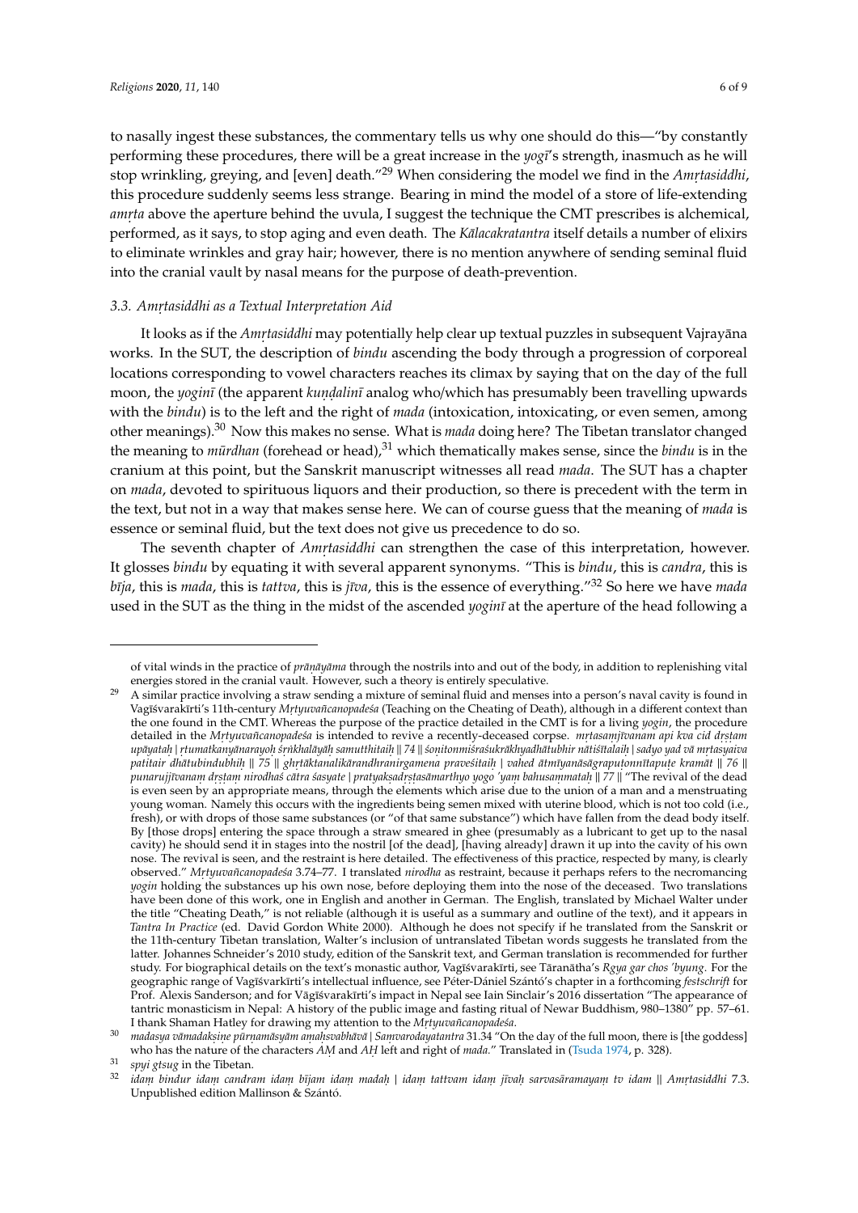to nasally ingest these substances, the commentary tells us why one should do this—"by constantly performing these procedures, there will be a great increase in the *yogī*'s strength, inasmuch as he will stop wrinkling, greying, and [even] death."[29] When considering the model we find in the *Amṛtasiddhi*, this procedure suddenly seems less strange. Bearing in mind the model of a store of life-extending *amṛta* above the aperture behind the uvula, I suggest the technique the CMT prescribes is alchemical, performed, as it says, to stop aging and even death. The *Kālacakratantra* itself details a number of elixirs to eliminate wrinkles and gray hair; however, there is no mention anywhere of sending seminal fluid into the cranial vault by nasal means for the purpose of death-prevention.

### 3.3. *Amṛtasiddhi* as a Textual Interpretation Aid

It looks as if the *Amṛtasiddhi* may potentially help clear up textual puzzles in subsequent Vajrayāna works. In the SUT, the description of *bindu* ascending the body through a progression of corporeal locations corresponding to vowel characters reaches its climax by saying that on the day of the full moon, the *yoginī* (the apparent *kuṇḍalinī* analog who/which has presumably been travelling upwards with the *bindu*) is to the left and the right of *mada* (intoxication, intoxicating, or even semen, among other meanings).[30] Now this makes no sense. What is *mada* doing here? The Tibetan translator changed the meaning to *mūrdhan* (forehead or head),[31] which thematically makes sense, since the *bindu* is in the cranium at this point, but the Sanskrit manuscript witnesses all read *mada*. The SUT has a chapter on *mada*, devoted to spirituous liquors and their production, so there is precedent with the term in the text, but not in a way that makes sense here. We can of course guess that the meaning of *mada* is essence or seminal fluid, but the text does not give us precedence to do so.

The seventh chapter of *Amṛtasiddhi* can strengthen the case of this interpretation, however. It glosses *bindu* by equating it with several apparent synonyms. "This is *bindu*, this is *candra*, this is *bīja*, this is *mada*, this is *tattva*, this is *jīva*, this is the essence of everything."[32] So here we have *mada* used in the SUT as the thing in the midst of the ascended *yoginī* at the aperture of the head following a

---

of vital winds in the practice of *prāṇāyāma* through the nostrils into and out of the body, in addition to replenishing vital energies stored in the cranial vault. However, such a theory is entirely speculative.

[29] A similar practice involving a straw sending a mixture of seminal fluid and menses into a person's naval cavity is found in Vagīśvarakīrti's 11th-century *Mṛtyuvañcanopadeśa* (Teaching on the Cheating of Death), although in a different context than the one found in the CMT. Whereas the purpose of the practice detailed in the CMT is for a living *yogin*, the procedure detailed in the *Mṛtyuvañcanopadeśa* is intended to revive a recently-deceased corpse. *mṛtasamjīvanam api kva cid dṛṣṭam upāyataḥ | ṛtumatkanyānarayoḥ śṛṅkhalāyāḥ samutthitaiḥ || 74 || śoṇitonmiśraśukrākhyadhātubhir nātiśītalaiḥ | sadyo yad vā mṛtasyaiva patitair dhātubindubhiḥ || 75 || ghṛtāktanalikārandhranirgamena praveśitaiḥ | vahed ātmīyanāsāgraputonnītapuṭe kramāt || 76 || punarujjīvanaṃ dṛṣṭaṃ nirodhaś cātra śasyate | pratyakṣadṛṣṭasāmarthyo yogo 'yaṃ bahusaṃmataḥ || 77 ||* "The revival of the dead is even seen by an appropriate means, through the elements which arise due to the union of a man and a menstruating young woman. Namely this occurs with the ingredients being semen mixed with uterine blood, which is not too cold (i.e., fresh), or with drops of those same substances (or "of that same substance") which have fallen from the dead body itself. By [those drops] entering the space through a straw smeared in ghee (presumably as a lubricant to get up to the nasal cavity) he should send it in stages into the nostril [of the dead], [having already] drawn it up into the cavity of his own nose. The revival is seen, and the restraint is here detailed. The effectiveness of this practice, respected by many, is clearly observed." *Mṛtyuvañcanopadeśa* 3.74–77. I translated *nirodha* as restraint, because it perhaps refers to the necromancing *yogin* holding the substances up his own nose, before deploying them into the nose of the deceased. Two translations have been done of this work, one in English and another in German. The English, translated by Michael Walter under the title "Cheating Death," is not reliable (although it is useful as a summary and outline of the text), and it appears in *Tantra In Practice* (ed. David Gordon White 2000). Although he does not specify if he translated from the Sanskrit or the 11th-century Tibetan translation, Walter's inclusion of untranslated Tibetan words suggests he translated from the latter. Johannes Schneider's 2010 study, edition of the Sanskrit text, and German translation is recommended for further study. For biographical details on the text's monastic author, Vagīśvarakīrti, see Tāranātha's *Rgya gar chos 'byung*. For the geographic range of Vagīśvarkīrti's intellectual influence, see Péter-Dániel Szántó's chapter in a forthcoming *festschrift* for Prof. Alexis Sanderson; and for Vāgīśvarakīrti's impact in Nepal see Iain Sinclair's 2016 dissertation "The appearance of tantric monasticism in Nepal: A history of the public image and fasting ritual of Newar Buddhism, 980–1380" pp. 57–61. I thank Shaman Hatley for drawing my attention to the *Mṛtyuvañcanopadeśa*.

[30] *madasya vāmadakṣiṇe pūrṇamāsyām aṃaḥsvabhāvā | Saṃvarodayatantra* 31.34 "On the day of the full moon, there is [the goddess] who has the nature of the characters *AṂ* and *AḤ* left and right of *mada*." Translated in (Tsuda 1974, p. 328).

[31] *spyi gtsug* in the Tibetan.

[32] *idaṃ bindur idaṃ candram idaṃ bījam idaṃ madaḥ | idaṃ tattvam idaṃ jīvaḥ sarvasāramayaṃ tv idam || Amṛtasiddhi* 7.3. Unpublished edition Mallinson & Szántó.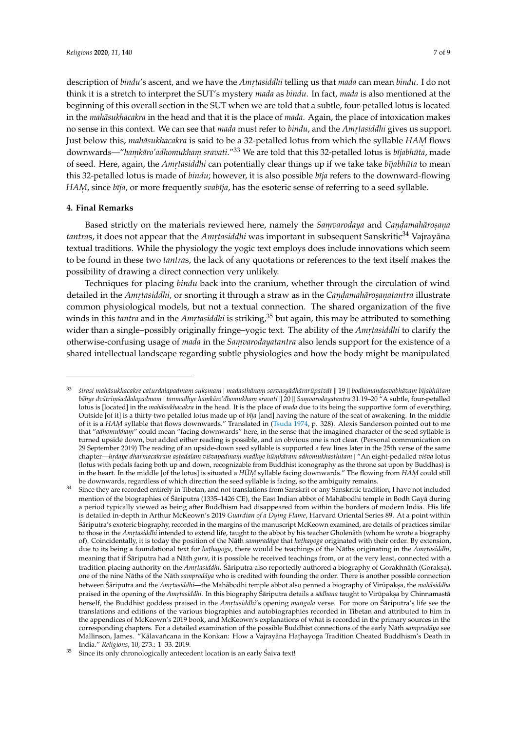description of *bindu*'s ascent, and we have the *Amṛtasiddhi* telling us that *mada* can mean *bindu*. I do not think it is a stretch to interpret the SUT's mystery *mada* as *bindu*. In fact, *mada* is also mentioned at the beginning of this overall section in the SUT when we are told that a subtle, four-petalled lotus is located in the *mahāsukhacakra* in the head and that it is the place of *mada*. Again, the place of intoxication makes no sense in this context. We can see that *mada* must refer to *bindu*, and the *Amṛtasiddhi* gives us support. Just below this, *mahāsukhacakra* is said to be a 32-petalled lotus from which the syllable *HAṂ* flows downwards—"*haṃkāro'adhomukhaṃ sravati*."[33] We are told that this 32-petalled lotus is *bījabhūta*, made of seed. Here, again, the *Amṛtasiddhi* can potentially clear things up if we take take *bījabhūta* to mean this 32-petalled lotus is made of *bindu*; however, it is also possible *bīja* refers to the downward-flowing *HAṂ*, since *bīja*, or more frequently *svabīja*, has the esoteric sense of referring to a seed syllable.

## 4. Final Remarks

Based strictly on the materials reviewed here, namely the *Saṃvarodaya* and *Caṇḍamahāroṣaṇa tantra*s, it does not appear that the *Amṛtasiddhi* was important in subsequent Sanskritic[34] Vajrayāna textual traditions. While the physiology the yogic text employs does include innovations which seem to be found in these two *tantra*s, the lack of any quotations or references to the text itself makes the possibility of drawing a direct connection very unlikely.

Techniques for placing *bindu* back into the cranium, whether through the circulation of wind detailed in the *Amṛtasiddhi*, or snorting it through a straw as in the *Caṇḍamahāroṣaṇatantra* illustrate common physiological models, but not a textual connection. The shared organization of the five winds in this *tantra* and in the *Amṛtasiddhi* is striking,[35] but again, this may be attributed to something wider than a single–possibly originally fringe–yogic text. The ability of the *Amṛtasiddhi* to clarify the otherwise-confusing usage of *mada* in the *Saṃvarodayatantra* also lends support for the existence of a shared intellectual landscape regarding subtle physiologies and how the body might be manipulated

---

[33] *śirasi mahāsukhacakre caturdalapadmaṃ sukṣmam | madasthānaṃ sarvasyādhārarūpatvāt* || 19 || *bodhimaṇḍasvabhāvaṃ bījabhūtaṃ bāhye dvātriṃśaddalapadmam | tanmadhye haṃkāro'dhomukhaṃ sravati* || 20 || *Saṃvarodayatantra* 31.19–20 "A subtle, four-petalled lotus is [located] in the *mahāsukhacakra* in the head. It is the place of *mada* due to its being the supportive form of everything. Outside [of it] is a thirty-two petalled lotus made up of *bīja* [and] having the nature of the seat of awakening. In the middle of it is a *HAṂ* syllable that flows downwards." Translated in (Tsuda 1974, p. 328). Alexis Sanderson pointed out to me that "*adhomukhaṃ*" could mean "facing downwards" here, in the sense that the imagined character of the seed syllable is turned upside down, but added either reading is possible, and an obvious one is not clear. (Personal communication on 29 September 2019) The reading of an upside-down seed syllable is supported a few lines later in the 25th verse of the same chapter—*hṛdaye dharmacakram aṣṭadalaṃ viśvapadmaṃ madhye hūṃkāram adhomukhasthitam* | "An eight-pedalled *viśva* lotus (lotus with pedals facing both up and down, recognizable from Buddhist iconography as the throne sat upon by Buddhas) is in the heart. In the middle [of the lotus] is situated a *HŪṂ* syllable facing downwards." The flowing from *HAṂ* could still be downwards, regardless of which direction the seed syllable is facing, so the ambiguity remains.

[34] Since they are recorded entirely in Tibetan, and not translations from Sanskrit or any Sanskritic tradition, I have not included mention of the biographies of Śāriputra (1335–1426 CE), the East Indian abbot of Mahābodhi temple in Bodh Gayā during a period typically viewed as being after Buddhism had disappeared from within the borders of modern India. His life is detailed in-depth in Arthur McKeown's 2019 *Guardian of a Dying Flame*, Harvard Oriental Series 89. At a point within Śāriputra's exoteric biography, recorded in the margins of the manuscript McKeown examined, are details of practices similar to those in the *Amṛtasiddhi* intended to extend life, taught to the abbot by his teacher Gholenāth (whom he wrote a biography of). Coincidentally, it is today the position of the Nāth *sampradāya* that *haṭhayoga* originated with their order. By extension, due to its being a foundational text for *haṭhayoga*, there would be teachings of the Nāths originating in the *Amṛtasiddhi*, meaning that if Śāriputra had a Nāth *guru*, it is possible he received teachings from, or at the very least, connected with a tradition placing authority on the *Amṛtasiddhi*. Śāriputra also reportedly authored a biography of Gorakhnāth (Gorakṣa), one of the nine Nāths of the Nāth *sampradāya* who is credited with founding the order. There is another possible connection between Śāriputra and the *Amṛtasiddhi*—the Mahābodhi temple abbot also penned a biography of Virūpakṣa, the *mahāsiddha* praised in the opening of the *Amṛtasiddhi*. In this biography Śāriputra details a *sādhana* taught to Virūpakṣa by Chinnamastā herself, the Buddhist goddess praised in the *Amṛtasiddhi*'s opening *maṅgala* verse. For more on Śāriputra's life see the translations and editions of the various biographies and autobiographies recorded in Tibetan and attributed to him in the appendices of McKeown's 2019 book, and McKeown's explanations of what is recorded in the primary sources in the corresponding chapters. For a detailed examination of the possible Buddhist connections of the early Nāth *sampradāya* see Mallinson, James. "Kālavañcana in the Konkan: How a Vajrayāna Haṭhayoga Tradition Cheated Buddhism's Death in India." *Religions*, 10, 273.: 1–33. 2019.

[35] Since its only chronologically antecedent location is an early Śaiva text!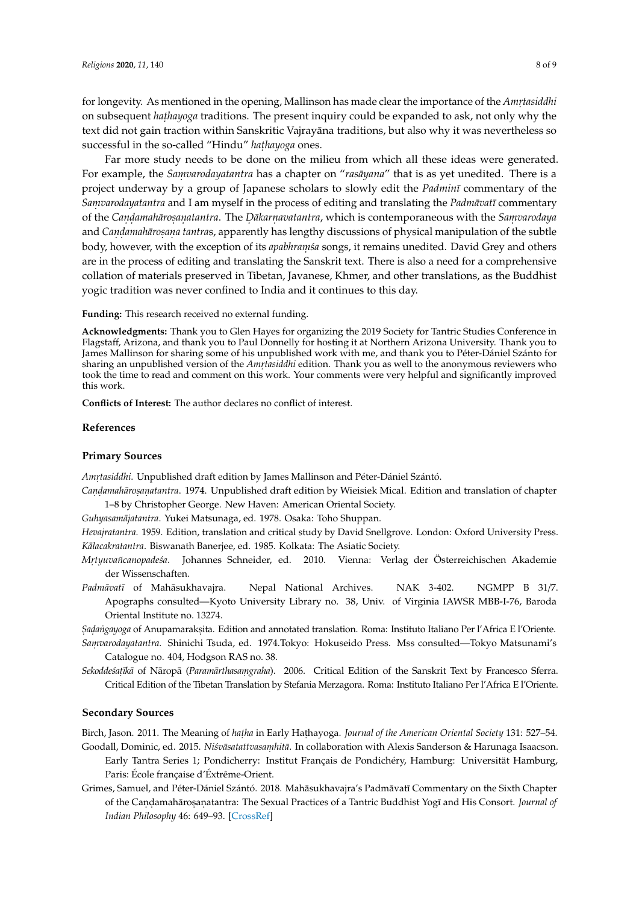for longevity. As mentioned in the opening, Mallinson has made clear the importance of the *Amṛtasiddhi* on subsequent *haṭhayoga* traditions. The present inquiry could be expanded to ask, not only why the text did not gain traction within Sanskritic Vajrayāna traditions, but also why it was nevertheless so successful in the so-called "Hindu" *haṭhayoga* ones.

Far more study needs to be done on the milieu from which all these ideas were generated. For example, the *Saṃvarodayatantra* has a chapter on "*rasāyana*" that is as yet unedited. There is a project underway by a group of Japanese scholars to slowly edit the *Padminī* commentary of the *Saṃvarodayatantra* and I am myself in the process of editing and translating the *Padmāvatī* commentary of the *Caṇḍamahāroṣaṇatantra*. The *Ḍākarṇavatantra*, which is contemporaneous with the *Saṃvarodaya* and *Caṇḍamahāroṣaṇa tantra*s, apparently has lengthy discussions of physical manipulation of the subtle body, however, with the exception of its *apabhraṃśa* songs, it remains unedited. David Grey and others are in the process of editing and translating the Sanskrit text. There is also a need for a comprehensive collation of materials preserved in Tibetan, Javanese, Khmer, and other translations, as the Buddhist yogic tradition was never confined to India and it continues to this day.

**Funding:** This research received no external funding.

**Acknowledgments:** Thank you to Glen Hayes for organizing the 2019 Society for Tantric Studies Conference in Flagstaff, Arizona, and thank you to Paul Donnelly for hosting it at Northern Arizona University. Thank you to James Mallinson for sharing some of his unpublished work with me, and thank you to Péter-Dániel Szánto for sharing an unpublished version of the *Amṛtasiddhi* edition. Thank you as well to the anonymous reviewers who took the time to read and comment on this work. Your comments were very helpful and significantly improved this work.

**Conflicts of Interest:** The author declares no conflict of interest.

## References

### Primary Sources

*Amṛtasiddhi*. Unpublished draft edition by James Mallinson and Péter-Dániel Szántó.

*Caṇḍamahāroṣaṇatantra*. 1974. Unpublished draft edition by Wieisiek Mical. Edition and translation of chapter 1–8 by Christopher George. New Haven: American Oriental Society.

*Guhyasamājatantra*. Yukei Matsunaga, ed. 1978. Osaka: Toho Shuppan.

*Hevajratantra*. 1959. Edition, translation and critical study by David Snellgrove. London: Oxford University Press.

*Kālacakratantra*. Biswanath Banerjee, ed. 1985. Kolkata: The Asiatic Society.

*Mṛtyuvañcanopadeśa*. Johannes Schneider, ed. 2010. Vienna: Verlag der Österreichischen Akademie der Wissenschaften.

*Padmāvatī* of Mahāsukhavajra. Nepal National Archives. NAK 3-402. NGMPP B 31/7. Apographs consulted—Kyoto University Library no. 38, Univ. of Virginia IAWSR MBB-I-76, Baroda Oriental Institute no. 13274.

*Ṣaḍaṅgayoga* of Anupamarakṣita. Edition and annotated translation. Roma: Instituto Italiano Per l'Africa E l'Oriente.

*Saṃvarodayatantra*. Shinichi Tsuda, ed. 1974.Tokyo: Hokuseido Press. Mss consulted—Tokyo Matsunami's Catalogue no. 404, Hodgson RAS no. 38.

*Sekoddeśaṭīkā* of Nāropā (*Paramārthasaṃgraha*). 2006. Critical Edition of the Sanskrit Text by Francesco Sferra. Critical Edition of the Tibetan Translation by Stefania Merzagora. Roma: Instituto Italiano Per l'Africa E l'Oriente.

### Secondary Sources

Birch, Jason. 2011. The Meaning of *haṭha* in Early Haṭhayoga. *Journal of the American Oriental Society* 131: 527–54.

Goodall, Dominic, ed. 2015. *Niśvāsatattvasaṃhitā*. In collaboration with Alexis Sanderson & Harunaga Isaacson. Early Tantra Series 1; Pondicherry: Institut Français de Pondichéry, Hamburg: Universität Hamburg, Paris: École française d'Éxtrême-Orient.

Grimes, Samuel, and Péter-Dániel Szántó. 2018. Mahāsukhavajra's Padmāvatī Commentary on the Sixth Chapter of the Caṇḍamahāroṣaṇatantra: The Sexual Practices of a Tantric Buddhist Yogī and His Consort. *Journal of Indian Philosophy* 46: 649–93. [CrossRef]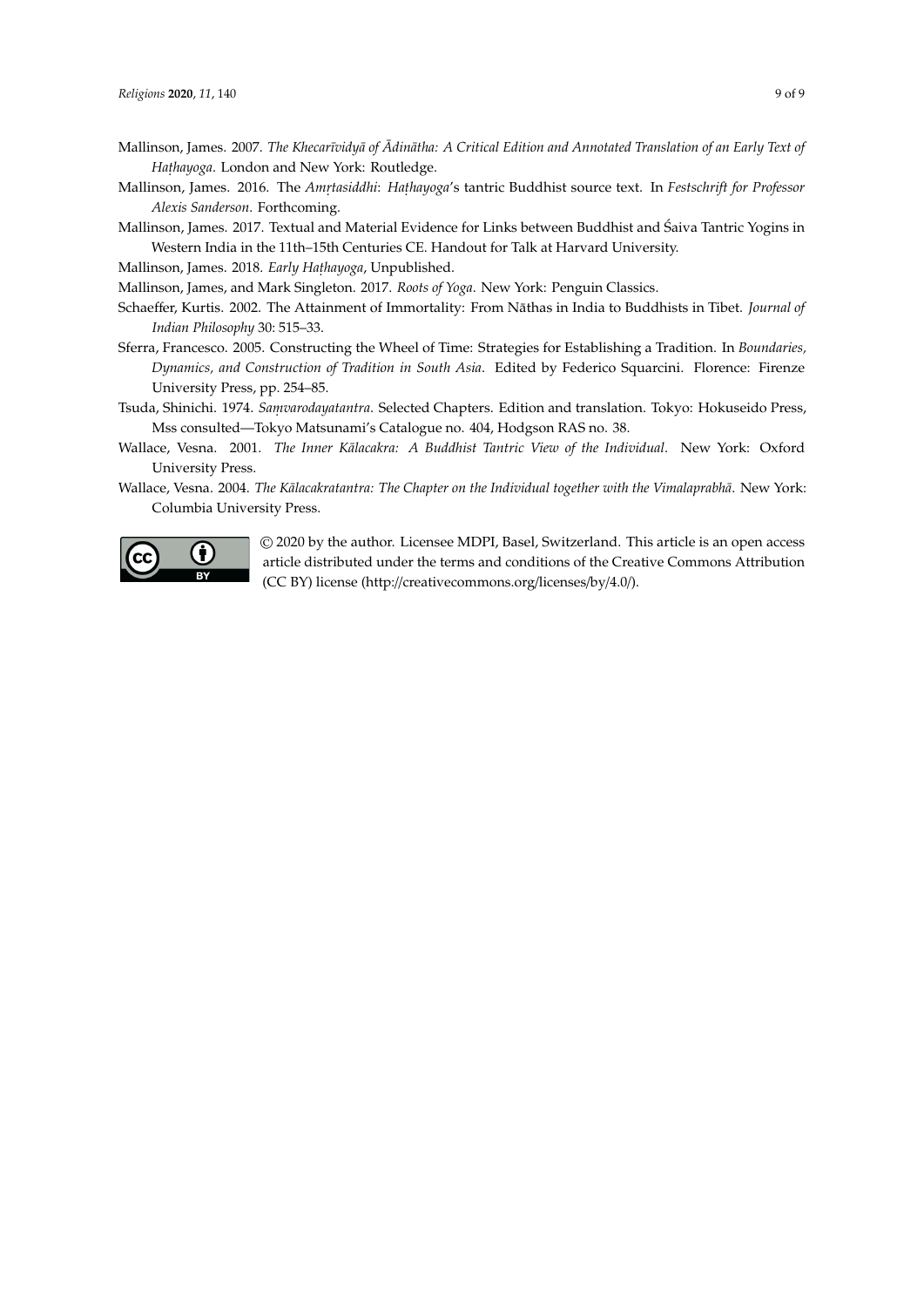Mallinson, James. 2007. *The Khecarīvidyā of Ādinātha: A Critical Edition and Annotated Translation of an Early Text of Haṭhayoga*. London and New York: Routledge.

Mallinson, James. 2016. The *Amṛtasiddhi*: *Haṭhayoga*'s tantric Buddhist source text. In *Festschrift for Professor Alexis Sanderson*. Forthcoming.

Mallinson, James. 2017. Textual and Material Evidence for Links between Buddhist and Śaiva Tantric Yogins in Western India in the 11th–15th Centuries CE. Handout for Talk at Harvard University.

Mallinson, James. 2018. *Early Haṭhayoga*, Unpublished.

Mallinson, James, and Mark Singleton. 2017. *Roots of Yoga*. New York: Penguin Classics.

Schaeffer, Kurtis. 2002. The Attainment of Immortality: From Nāthas in India to Buddhists in Tibet. *Journal of Indian Philosophy* 30: 515–33.

Sferra, Francesco. 2005. Constructing the Wheel of Time: Strategies for Establishing a Tradition. In *Boundaries, Dynamics, and Construction of Tradition in South Asia*. Edited by Federico Squarcini. Florence: Firenze University Press, pp. 254–85.

Tsuda, Shinichi. 1974. *Saṃvarodayatantra*. Selected Chapters. Edition and translation. Tokyo: Hokuseido Press, Mss consulted—Tokyo Matsunami's Catalogue no. 404, Hodgson RAS no. 38.

Wallace, Vesna. 2001. *The Inner Kālacakra: A Buddhist Tantric View of the Individual*. New York: Oxford University Press.

Wallace, Vesna. 2004. *The Kālacakratantra: The Chapter on the Individual together with the Vimalaprabhā*. New York: Columbia University Press.

© 2020 by the author. Licensee MDPI, Basel, Switzerland. This article is an open access article distributed under the terms and conditions of the Creative Commons Attribution (CC BY) license (http://creativecommons.org/licenses/by/4.0/).